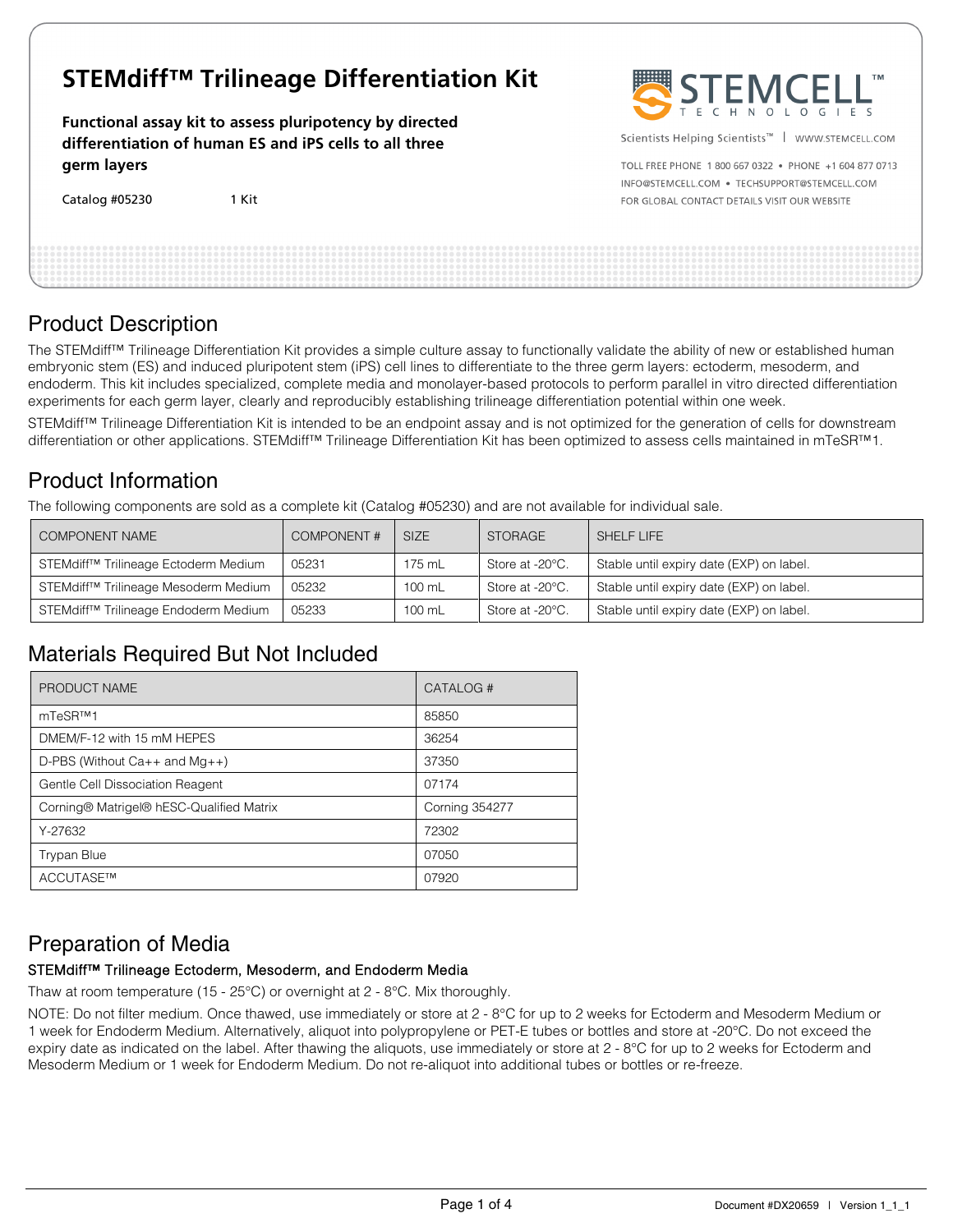# STEMdiff™ Trilineage Differentiation Kit

**Functional assay kit to assess pluripotency by directed differentiation of human ES and iPS cells to all three germ layers**

Catalog #05230 1 Kit

STEMCELL™ TECHNOLOGIES

Scientists Helping Scientists™ | WWW.STEMCELL.COM

TOLL FREE PHONE 1 800 667 0322 • PHONE +1 604 877 0713
INFO@STEMCELL.COM • TECHSUPPORT@STEMCELL.COM
FOR GLOBAL CONTACT DETAILS VISIT OUR WEBSITE

## Product Description

The STEMdiff™ Trilineage Differentiation Kit provides a simple culture assay to functionally validate the ability of new or established human embryonic stem (ES) and induced pluripotent stem (iPS) cell lines to differentiate to the three germ layers: ectoderm, mesoderm, and endoderm. This kit includes specialized, complete media and monolayer-based protocols to perform parallel in vitro directed differentiation experiments for each germ layer, clearly and reproducibly establishing trilineage differentiation potential within one week.

STEMdiff™ Trilineage Differentiation Kit is intended to be an endpoint assay and is not optimized for the generation of cells for downstream differentiation or other applications. STEMdiff™ Trilineage Differentiation Kit has been optimized to assess cells maintained in mTeSR™1.

## Product Information

The following components are sold as a complete kit (Catalog #05230) and are not available for individual sale.

| COMPONENT NAME | COMPONENT # | SIZE | STORAGE | SHELF LIFE |
|---|---|---|---|---|
| STEMdiff™ Trilineage Ectoderm Medium | 05231 | 175 mL | Store at -20°C. | Stable until expiry date (EXP) on label. |
| STEMdiff™ Trilineage Mesoderm Medium | 05232 | 100 mL | Store at -20°C. | Stable until expiry date (EXP) on label. |
| STEMdiff™ Trilineage Endoderm Medium | 05233 | 100 mL | Store at -20°C. | Stable until expiry date (EXP) on label. |

## Materials Required But Not Included

| PRODUCT NAME | CATALOG # |
|---|---|
| mTeSR™1 | 85850 |
| DMEM/F-12 with 15 mM HEPES | 36254 |
| D-PBS (Without Ca++ and Mg++) | 37350 |
| Gentle Cell Dissociation Reagent | 07174 |
| Corning® Matrigel® hESC-Qualified Matrix | Corning 354277 |
| Y-27632 | 72302 |
| Trypan Blue | 07050 |
| ACCUTASE™ | 07920 |

## Preparation of Media

### STEMdiff™ Trilineage Ectoderm, Mesoderm, and Endoderm Media

Thaw at room temperature (15 - 25°C) or overnight at 2 - 8°C. Mix thoroughly.

NOTE: Do not filter medium. Once thawed, use immediately or store at 2 - 8°C for up to 2 weeks for Ectoderm and Mesoderm Medium or 1 week for Endoderm Medium. Alternatively, aliquot into polypropylene or PET-E tubes or bottles and store at -20°C. Do not exceed the expiry date as indicated on the label. After thawing the aliquots, use immediately or store at 2 - 8°C for up to 2 weeks for Ectoderm and Mesoderm Medium or 1 week for Endoderm Medium. Do not re-aliquot into additional tubes or bottles or re-freeze.

Document #DX20659 | Version 1_1_1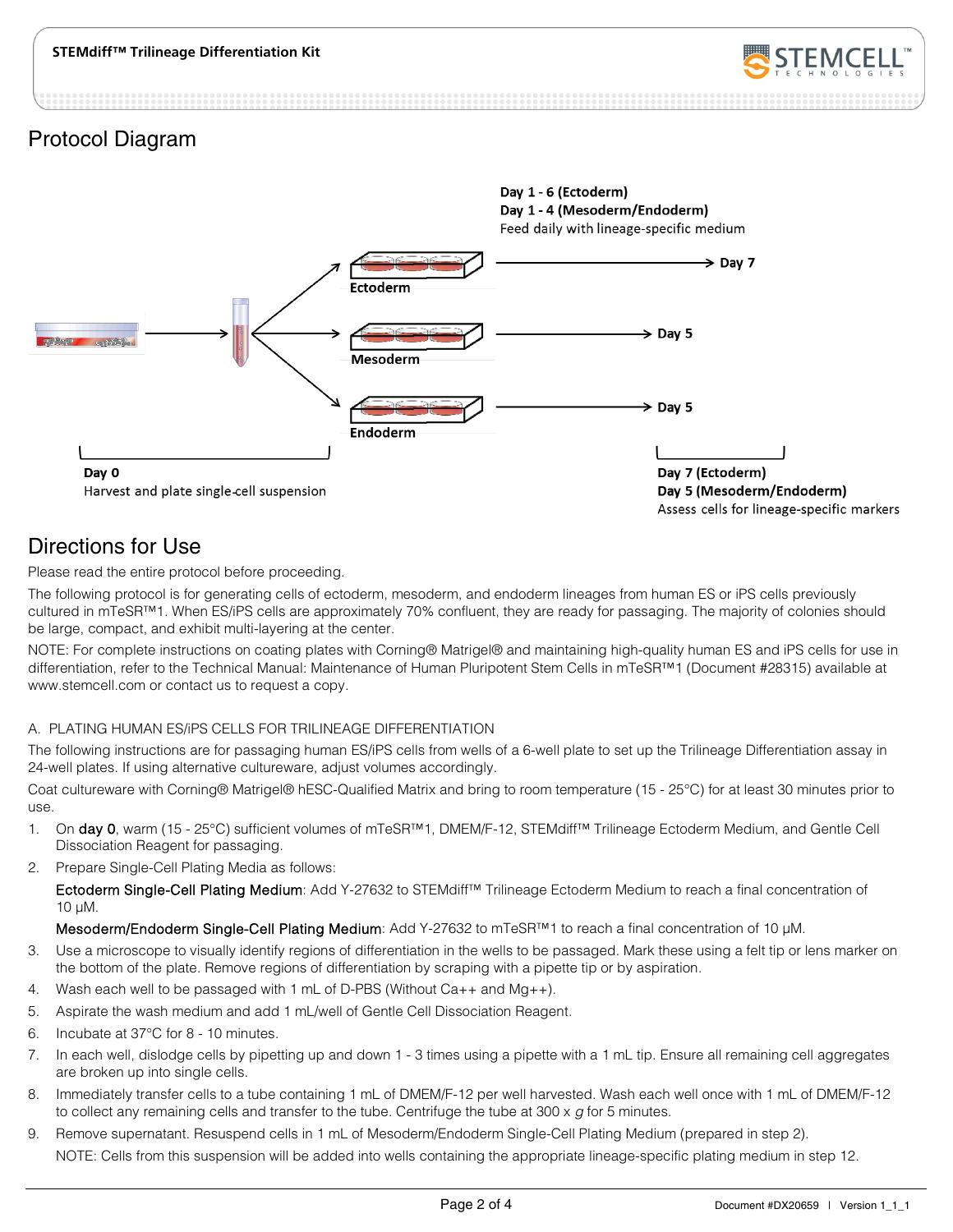## Protocol Diagram

**Day 1 - 6 (Ectoderm)**
**Day 1 - 4 (Mesoderm/Endoderm)**
Feed daily with lineage-specific medium

**Ectoderm** → **Day 7**

**Mesoderm** → **Day 5**

**Endoderm** → **Day 5**

**Day 0**
Harvest and plate single-cell suspension

**Day 7 (Ectoderm)**
**Day 5 (Mesoderm/Endoderm)**
Assess cells for lineage-specific markers

## Directions for Use

Please read the entire protocol before proceeding.

The following protocol is for generating cells of ectoderm, mesoderm, and endoderm lineages from human ES or iPS cells previously cultured in mTeSR™1. When ES/iPS cells are approximately 70% confluent, they are ready for passaging. The majority of colonies should be large, compact, and exhibit multi-layering at the center.

NOTE: For complete instructions on coating plates with Corning® Matrigel® and maintaining high-quality human ES and iPS cells for use in differentiation, refer to the Technical Manual: Maintenance of Human Pluripotent Stem Cells in mTeSR™1 (Document #28315) available at www.stemcell.com or contact us to request a copy.

### A. PLATING HUMAN ES/iPS CELLS FOR TRILINEAGE DIFFERENTIATION

The following instructions are for passaging human ES/iPS cells from wells of a 6-well plate to set up the Trilineage Differentiation assay in 24-well plates. If using alternative cultureware, adjust volumes accordingly.

Coat cultureware with Corning® Matrigel® hESC-Qualified Matrix and bring to room temperature (15 - 25°C) for at least 30 minutes prior to use.

1. On day 0, warm (15 - 25°C) sufficient volumes of mTeSR™1, DMEM/F-12, STEMdiff™ Trilineage Ectoderm Medium, and Gentle Cell Dissociation Reagent for passaging.
2. Prepare Single-Cell Plating Media as follows:

   Ectoderm Single-Cell Plating Medium: Add Y-27632 to STEMdiff™ Trilineage Ectoderm Medium to reach a final concentration of 10 µM.

   Mesoderm/Endoderm Single-Cell Plating Medium: Add Y-27632 to mTeSR™1 to reach a final concentration of 10 µM.
3. Use a microscope to visually identify regions of differentiation in the wells to be passaged. Mark these using a felt tip or lens marker on the bottom of the plate. Remove regions of differentiation by scraping with a pipette tip or by aspiration.
4. Wash each well to be passaged with 1 mL of D-PBS (Without Ca++ and Mg++).
5. Aspirate the wash medium and add 1 mL/well of Gentle Cell Dissociation Reagent.
6. Incubate at 37°C for 8 - 10 minutes.
7. In each well, dislodge cells by pipetting up and down 1 - 3 times using a pipette with a 1 mL tip. Ensure all remaining cell aggregates are broken up into single cells.
8. Immediately transfer cells to a tube containing 1 mL of DMEM/F-12 per well harvested. Wash each well once with 1 mL of DMEM/F-12 to collect any remaining cells and transfer to the tube. Centrifuge the tube at 300 x *g* for 5 minutes.
9. Remove supernatant. Resuspend cells in 1 mL of Mesoderm/Endoderm Single-Cell Plating Medium (prepared in step 2).

   NOTE: Cells from this suspension will be added into wells containing the appropriate lineage-specific plating medium in step 12.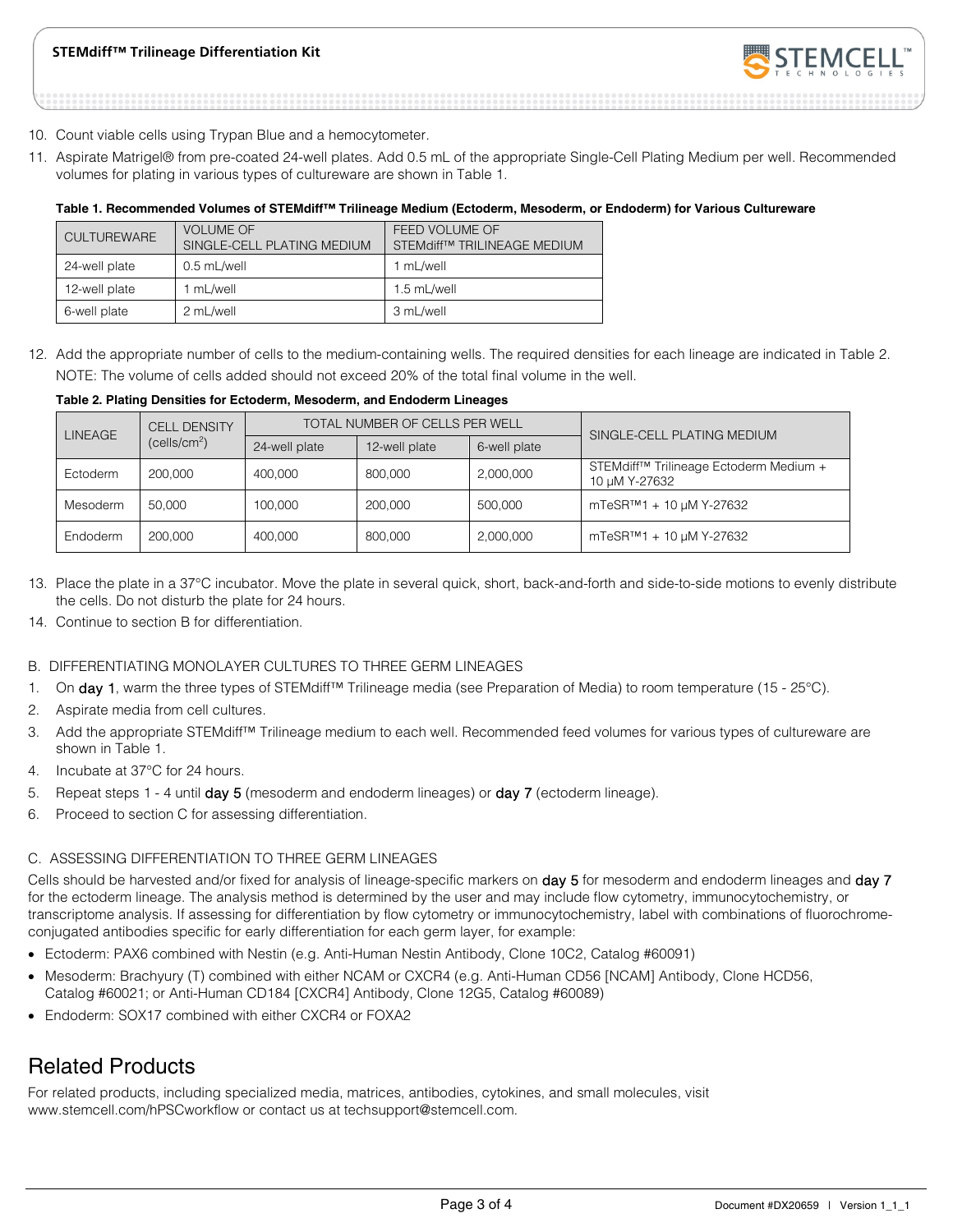10. Count viable cells using Trypan Blue and a hemocytometer.
11. Aspirate Matrigel® from pre-coated 24-well plates. Add 0.5 mL of the appropriate Single-Cell Plating Medium per well. Recommended volumes for plating in various types of cultureware are shown in Table 1.

**Table 1. Recommended Volumes of STEMdiff™ Trilineage Medium (Ectoderm, Mesoderm, or Endoderm) for Various Cultureware**

| CULTUREWARE | VOLUME OF SINGLE-CELL PLATING MEDIUM | FEED VOLUME OF STEMdiff™ TRILINEAGE MEDIUM |
|---|---|---|
| 24-well plate | 0.5 mL/well | 1 mL/well |
| 12-well plate | 1 mL/well | 1.5 mL/well |
| 6-well plate | 2 mL/well | 3 mL/well |

12. Add the appropriate number of cells to the medium-containing wells. The required densities for each lineage are indicated in Table 2.
    NOTE: The volume of cells added should not exceed 20% of the total final volume in the well.

**Table 2. Plating Densities for Ectoderm, Mesoderm, and Endoderm Lineages**

| LINEAGE | CELL DENSITY (cells/cm$^2$) | TOTAL NUMBER OF CELLS PER WELL | | | SINGLE-CELL PLATING MEDIUM |
|---|---|---|---|---|---|
| | | 24-well plate | 12-well plate | 6-well plate | |
| Ectoderm | 200,000 | 400,000 | 800,000 | 2,000,000 | STEMdiff™ Trilineage Ectoderm Medium + 10 µM Y-27632 |
| Mesoderm | 50,000 | 100,000 | 200,000 | 500,000 | mTeSR™1 + 10 µM Y-27632 |
| Endoderm | 200,000 | 400,000 | 800,000 | 2,000,000 | mTeSR™1 + 10 µM Y-27632 |

13. Place the plate in a 37°C incubator. Move the plate in several quick, short, back-and-forth and side-to-side motions to evenly distribute the cells. Do not disturb the plate for 24 hours.
14. Continue to section B for differentiation.

B. DIFFERENTIATING MONOLAYER CULTURES TO THREE GERM LINEAGES

1. On **day 1**, warm the three types of STEMdiff™ Trilineage media (see Preparation of Media) to room temperature (15 - 25°C).
2. Aspirate media from cell cultures.
3. Add the appropriate STEMdiff™ Trilineage medium to each well. Recommended feed volumes for various types of cultureware are shown in Table 1.
4. Incubate at 37°C for 24 hours.
5. Repeat steps 1 - 4 until **day 5** (mesoderm and endoderm lineages) or **day 7** (ectoderm lineage).
6. Proceed to section C for assessing differentiation.

C. ASSESSING DIFFERENTIATION TO THREE GERM LINEAGES

Cells should be harvested and/or fixed for analysis of lineage-specific markers on **day 5** for mesoderm and endoderm lineages and **day 7** for the ectoderm lineage. The analysis method is determined by the user and may include flow cytometry, immunocytochemistry, or transcriptome analysis. If assessing for differentiation by flow cytometry or immunocytochemistry, label with combinations of fluorochrome-conjugated antibodies specific for early differentiation for each germ layer, for example:

- Ectoderm: PAX6 combined with Nestin (e.g. Anti-Human Nestin Antibody, Clone 10C2, Catalog #60091)
- Mesoderm: Brachyury (T) combined with either NCAM or CXCR4 (e.g. Anti-Human CD56 [NCAM] Antibody, Clone HCD56, Catalog #60021; or Anti-Human CD184 [CXCR4] Antibody, Clone 12G5, Catalog #60089)
- Endoderm: SOX17 combined with either CXCR4 or FOXA2

# Related Products

For related products, including specialized media, matrices, antibodies, cytokines, and small molecules, visit www.stemcell.com/hPSCworkflow or contact us at techsupport@stemcell.com.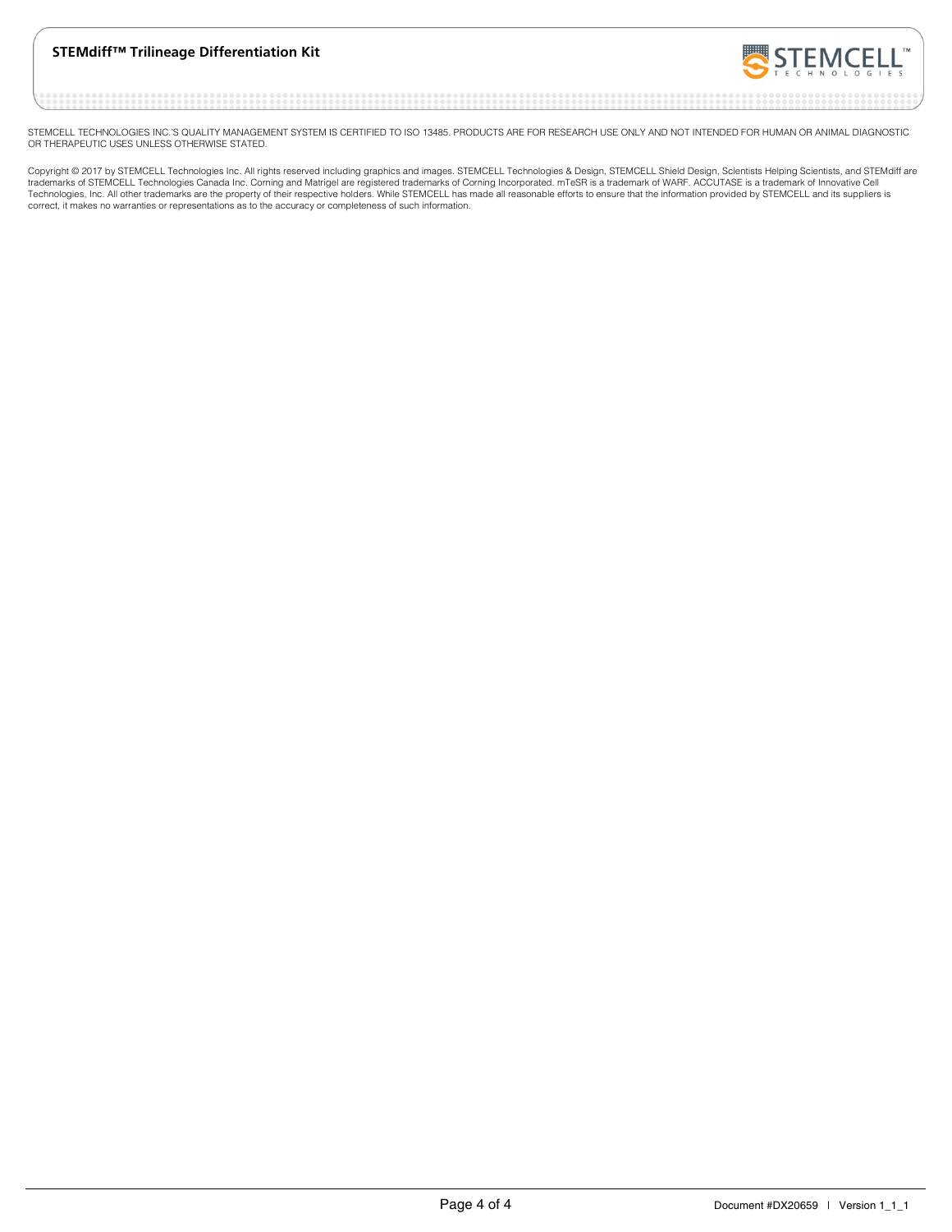STEMCELL TECHNOLOGIES INC.'S QUALITY MANAGEMENT SYSTEM IS CERTIFIED TO ISO 13485. PRODUCTS ARE FOR RESEARCH USE ONLY AND NOT INTENDED FOR HUMAN OR ANIMAL DIAGNOSTIC OR THERAPEUTIC USES UNLESS OTHERWISE STATED.

Copyright © 2017 by STEMCELL Technologies Inc. All rights reserved including graphics and images. STEMCELL Technologies & Design, STEMCELL Shield Design, Scientists Helping Scientists, and STEMdiff are trademarks of STEMCELL Technologies Canada Inc. Corning and Matrigel are registered trademarks of Corning Incorporated. mTeSR is a trademark of WARF. ACCUTASE is a trademark of Innovative Cell Technologies, Inc. All other trademarks are the property of their respective holders. While STEMCELL has made all reasonable efforts to ensure that the information provided by STEMCELL and its suppliers is correct, it makes no warranties or representations as to the accuracy or completeness of such information.